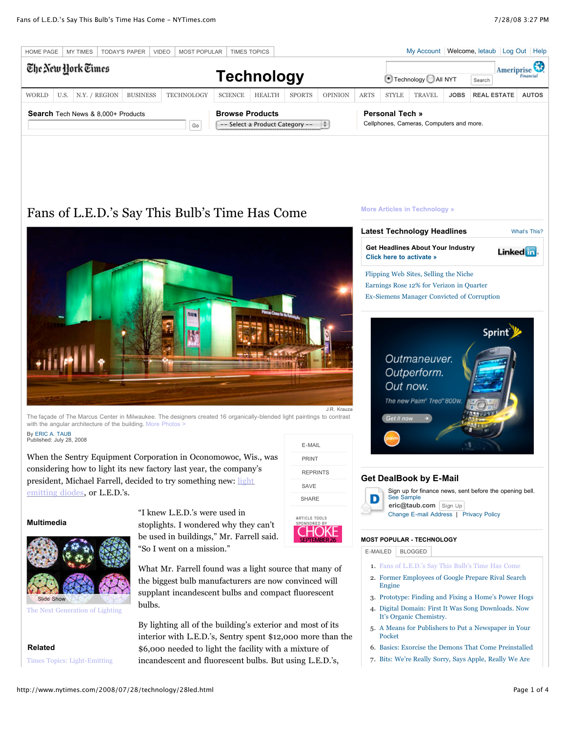# Fans of L.E.D.'s Say This Bulb's Time Has Come

J.R. Krauza

The façade of The Marcus Center in Milwaukee. The designers created 16 organically-blended light paintings to contrast with the angular architecture of the building. More Photos >

By ERIC A. TAUB
Published: July 28, 2008

When the Sentry Equipment Corporation in Oconomowoc, Wis., was considering how to light its new factory last year, the company's president, Michael Farrell, decided to try something new: light emitting diodes, or L.E.D.'s.

"I knew L.E.D.'s were used in stoplights. I wondered why they can't be used in buildings," Mr. Farrell said. "So I went on a mission."

What Mr. Farrell found was a light source that many of the biggest bulb manufacturers are now convinced will supplant incandescent bulbs and compact fluorescent bulbs.

By lighting all of the building's exterior and most of its interior with L.E.D.'s, Sentry spent $12,000 more than the $6,000 needed to light the facility with a mixture of incandescent and fluorescent bulbs. But using L.E.D.'s,

**Multimedia**

Slide Show
The Next Generation of Lighting

**Related**

Times Topics: Light-Emitting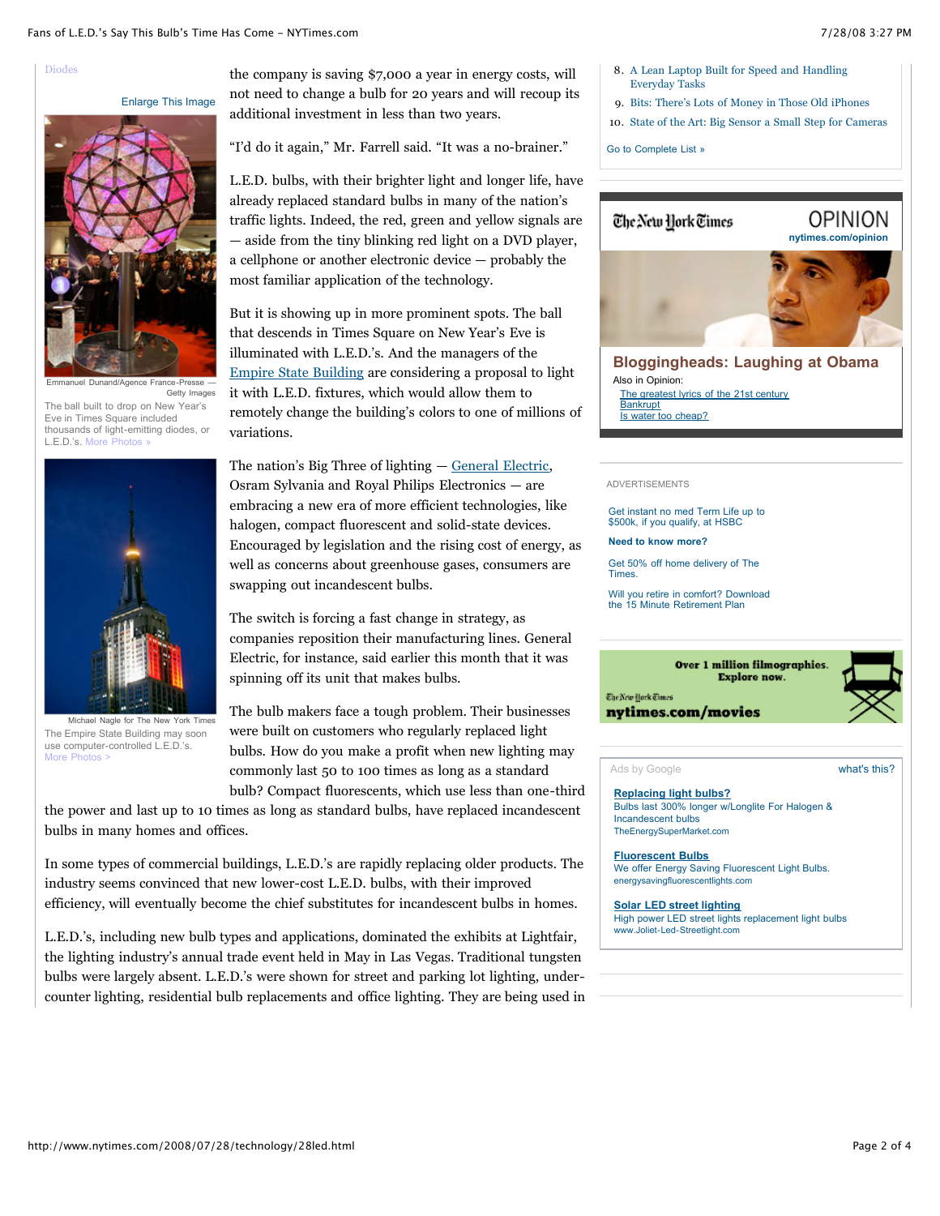the company is saving $7,000 a year in energy costs, will not need to change a bulb for 20 years and will recoup its additional investment in less than two years.

"I'd do it again," Mr. Farrell said. "It was a no-brainer."

L.E.D. bulbs, with their brighter light and longer life, have already replaced standard bulbs in many of the nation's traffic lights. Indeed, the red, green and yellow signals are — aside from the tiny blinking red light on a DVD player, a cellphone or another electronic device — probably the most familiar application of the technology.

But it is showing up in more prominent spots. The ball that descends in Times Square on New Year's Eve is illuminated with L.E.D.'s. And the managers of the Empire State Building are considering a proposal to light it with L.E.D. fixtures, which would allow them to remotely change the building's colors to one of millions of variations.

Emmanuel Dunand/Agence France-Presse — Getty Images

The ball built to drop on New Year's Eve in Times Square included thousands of light-emitting diodes, or L.E.D.'s. More Photos »

Michael Nagle for The New York Times

The Empire State Building may soon use computer-controlled L.E.D.'s. More Photos >

The nation's Big Three of lighting — General Electric, Osram Sylvania and Royal Philips Electronics — are embracing a new era of more efficient technologies, like halogen, compact fluorescent and solid-state devices. Encouraged by legislation and the rising cost of energy, as well as concerns about greenhouse gases, consumers are swapping out incandescent bulbs.

The switch is forcing a fast change in strategy, as companies reposition their manufacturing lines. General Electric, for instance, said earlier this month that it was spinning off its unit that makes bulbs.

The bulb makers face a tough problem. Their businesses were built on customers who regularly replaced light bulbs. How do you make a profit when new lighting may commonly last 50 to 100 times as long as a standard bulb? Compact fluorescents, which use less than one-third the power and last up to 10 times as long as standard bulbs, have replaced incandescent bulbs in many homes and offices.

In some types of commercial buildings, L.E.D.'s are rapidly replacing older products. The industry seems convinced that new lower-cost L.E.D. bulbs, with their improved efficiency, will eventually become the chief substitutes for incandescent bulbs in homes.

L.E.D.'s, including new bulb types and applications, dominated the exhibits at Lightfair, the lighting industry's annual trade event held in May in Las Vegas. Traditional tungsten bulbs were largely absent. L.E.D.'s were shown for street and parking lot lighting, under-counter lighting, residential bulb replacements and office lighting. They are being used in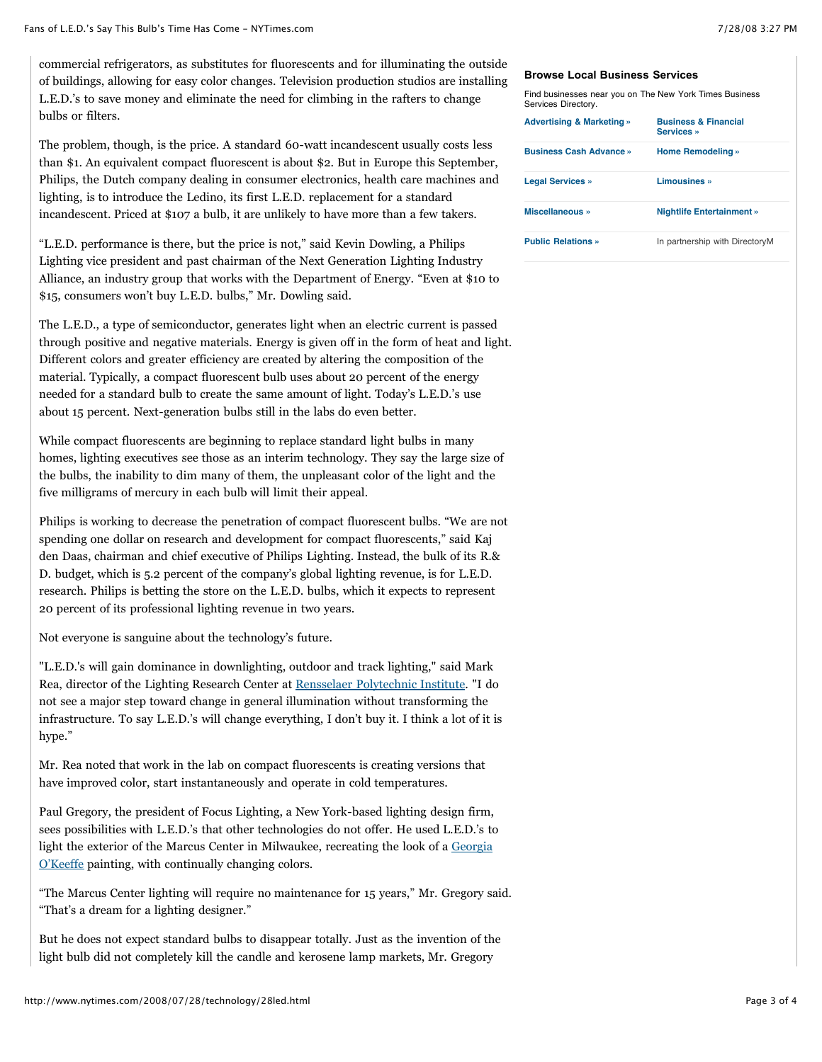commercial refrigerators, as substitutes for fluorescents and for illuminating the outside of buildings, allowing for easy color changes. Television production studios are installing L.E.D.'s to save money and eliminate the need for climbing in the rafters to change bulbs or filters.

The problem, though, is the price. A standard 60-watt incandescent usually costs less than $1. An equivalent compact fluorescent is about $2. But in Europe this September, Philips, the Dutch company dealing in consumer electronics, health care machines and lighting, is to introduce the Ledino, its first L.E.D. replacement for a standard incandescent. Priced at $107 a bulb, it are unlikely to have more than a few takers.

"L.E.D. performance is there, but the price is not," said Kevin Dowling, a Philips Lighting vice president and past chairman of the Next Generation Lighting Industry Alliance, an industry group that works with the Department of Energy. "Even at $10 to $15, consumers won't buy L.E.D. bulbs," Mr. Dowling said.

The L.E.D., a type of semiconductor, generates light when an electric current is passed through positive and negative materials. Energy is given off in the form of heat and light. Different colors and greater efficiency are created by altering the composition of the material. Typically, a compact fluorescent bulb uses about 20 percent of the energy needed for a standard bulb to create the same amount of light. Today's L.E.D.'s use about 15 percent. Next-generation bulbs still in the labs do even better.

While compact fluorescents are beginning to replace standard light bulbs in many homes, lighting executives see those as an interim technology. They say the large size of the bulbs, the inability to dim many of them, the unpleasant color of the light and the five milligrams of mercury in each bulb will limit their appeal.

Philips is working to decrease the penetration of compact fluorescent bulbs. "We are not spending one dollar on research and development for compact fluorescents," said Kaj den Daas, chairman and chief executive of Philips Lighting. Instead, the bulk of its R.& D. budget, which is 5.2 percent of the company's global lighting revenue, is for L.E.D. research. Philips is betting the store on the L.E.D. bulbs, which it expects to represent 20 percent of its professional lighting revenue in two years.

Not everyone is sanguine about the technology's future.

"L.E.D.'s will gain dominance in downlighting, outdoor and track lighting," said Mark Rea, director of the Lighting Research Center at Rensselaer Polytechnic Institute. "I do not see a major step toward change in general illumination without transforming the infrastructure. To say L.E.D.'s will change everything, I don't buy it. I think a lot of it is hype."

Mr. Rea noted that work in the lab on compact fluorescents is creating versions that have improved color, start instantaneously and operate in cold temperatures.

Paul Gregory, the president of Focus Lighting, a New York-based lighting design firm, sees possibilities with L.E.D.'s that other technologies do not offer. He used L.E.D.'s to light the exterior of the Marcus Center in Milwaukee, recreating the look of a Georgia O'Keeffe painting, with continually changing colors.

"The Marcus Center lighting will require no maintenance for 15 years," Mr. Gregory said. "That's a dream for a lighting designer."

But he does not expect standard bulbs to disappear totally. Just as the invention of the light bulb did not completely kill the candle and kerosene lamp markets, Mr. Gregory

**Browse Local Business Services**

Find businesses near you on The New York Times Business Services Directory.

| | |
|---|---|
| Advertising & Marketing » | Business & Financial Services » |
| Business Cash Advance » | Home Remodeling » |
| Legal Services » | Limousines » |
| Miscellaneous » | Nightlife Entertainment » |
| Public Relations » | In partnership with DirectoryM |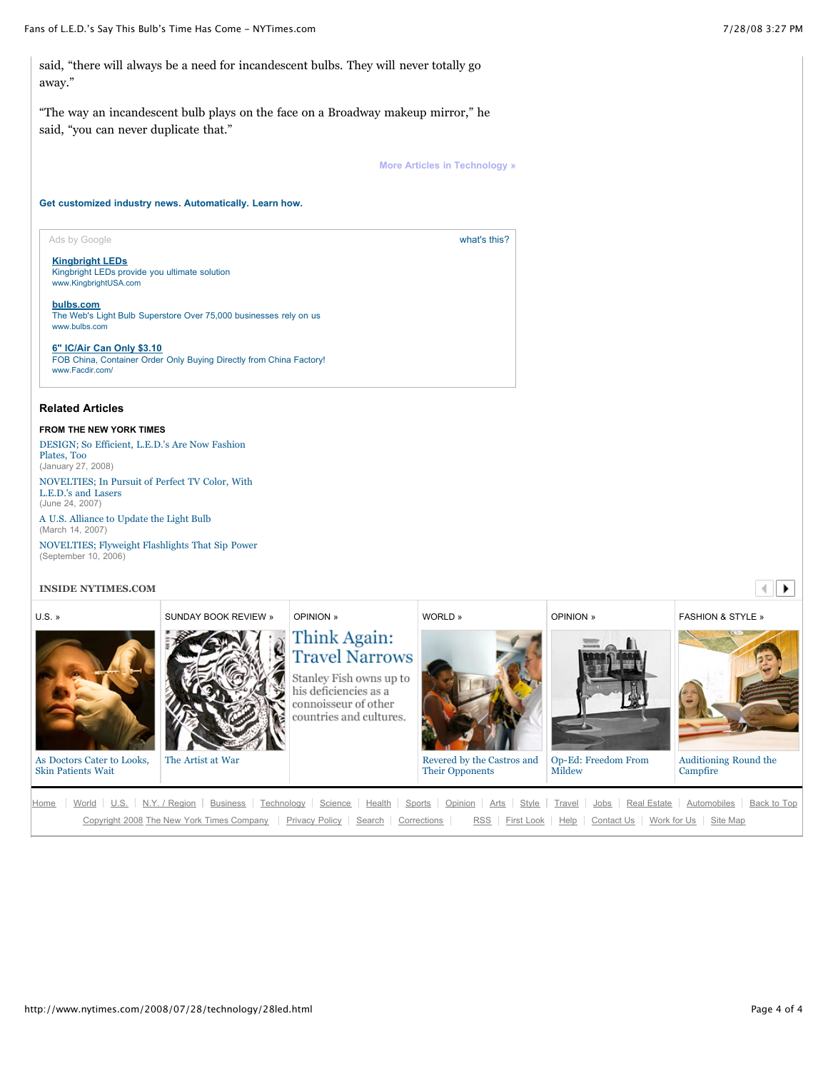said, "there will always be a need for incandescent bulbs. They will never totally go away."

"The way an incandescent bulb plays on the face on a Broadway makeup mirror," he said, "you can never duplicate that."

More Articles in Technology »

**Get customized industry news. Automatically. Learn how.**

Ads by Google | what's this?

**Kingbright LEDs**
Kingbright LEDs provide you ultimate solution
www.KingbrightUSA.com

**bulbs.com**
The Web's Light Bulb Superstore Over 75,000 businesses rely on us
www.bulbs.com

**6" IC/Air Can Only $3.10**
FOB China, Container Order Only Buying Directly from China Factory!
www.Facdir.com/

## Related Articles

**FROM THE NEW YORK TIMES**

- DESIGN; So Efficient, L.E.D.'s Are Now Fashion Plates, Too (January 27, 2008)
- NOVELTIES; In Pursuit of Perfect TV Color, With L.E.D.'s and Lasers (June 24, 2007)
- A U.S. Alliance to Update the Light Bulb (March 14, 2007)
- NOVELTIES; Flyweight Flashlights That Sip Power (September 10, 2006)

## INSIDE NYTIMES.COM

- U.S. » As Doctors Cater to Looks, Skin Patients Wait
- SUNDAY BOOK REVIEW » The Artist at War
- OPINION » Think Again: Travel Narrows — Stanley Fish owns up to his deficiencies as a connoisseur of other countries and cultures.
- WORLD » Revered by the Castros and Their Opponents
- OPINION » Op-Ed: Freedom From Mildew
- FASHION & STYLE » Auditioning Round the Campfire

Home | World | U.S. | N.Y. / Region | Business | Technology | Science | Health | Sports | Opinion | Arts | Style | Travel | Jobs | Real Estate | Automobiles | Back to Top

Copyright 2008 The New York Times Company | Privacy Policy | Search | Corrections | RSS | First Look | Help | Contact Us | Work for Us | Site Map